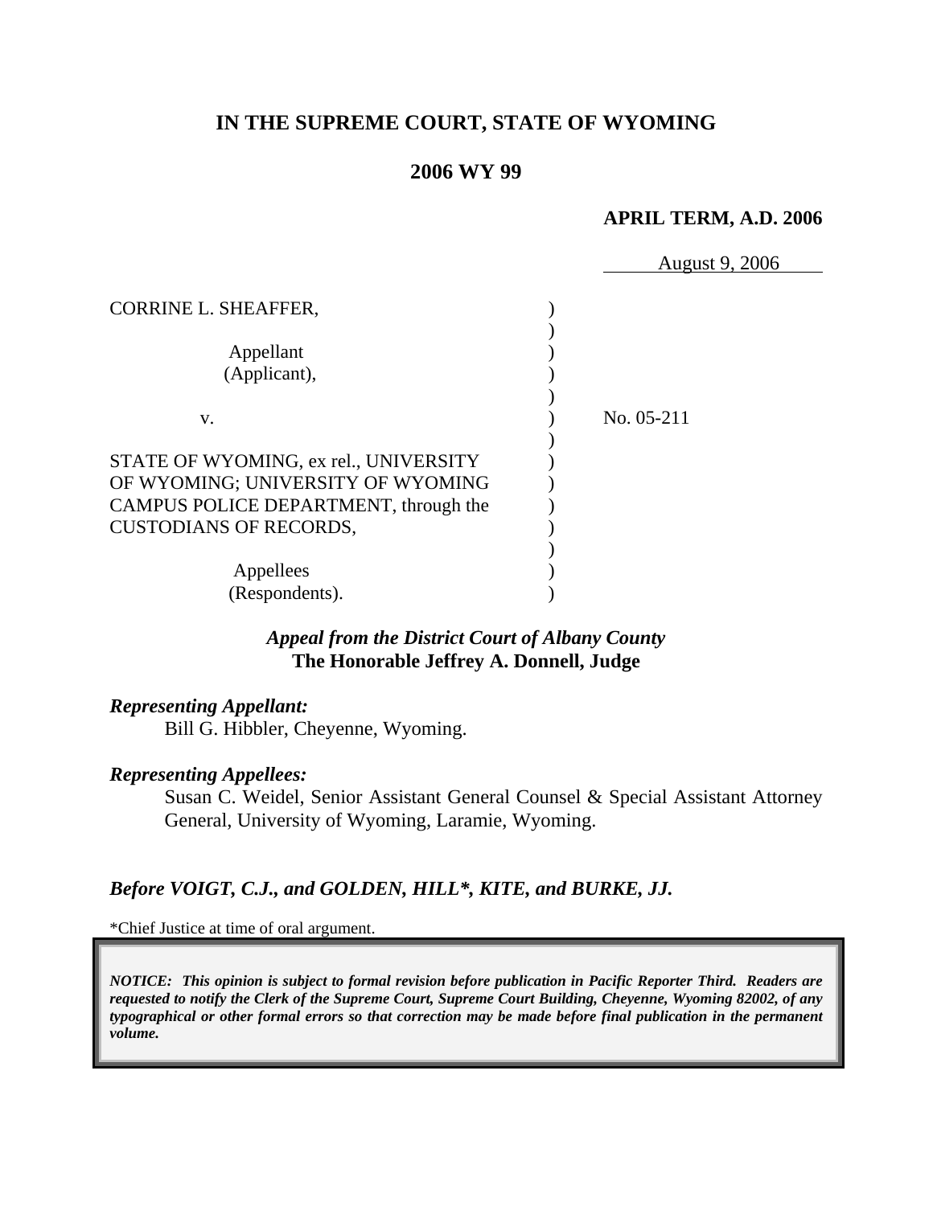# IN THE SUPREME COURT, STATE OF WYOMING

## 2006 WY 99

**APRIL TERM, A.D. 2006**

August 9, 2006

CORRINE L. SHEAFFER,

Appellant
(Applicant),

v.

STATE OF WYOMING, ex rel., UNIVERSITY OF WYOMING; UNIVERSITY OF WYOMING CAMPUS POLICE DEPARTMENT, through the CUSTODIANS OF RECORDS,

Appellees
(Respondents).

No. 05-211

***Appeal from the District Court of Albany County***
**The Honorable Jeffrey A. Donnell, Judge**

***Representing Appellant:***

Bill G. Hibbler, Cheyenne, Wyoming.

***Representing Appellees:***

Susan C. Weidel, Senior Assistant General Counsel & Special Assistant Attorney General, University of Wyoming, Laramie, Wyoming.

***Before VOIGT, C.J., and GOLDEN, HILL\*, KITE, and BURKE, JJ.***

\*Chief Justice at time of oral argument.

***NOTICE: This opinion is subject to formal revision before publication in Pacific Reporter Third. Readers are requested to notify the Clerk of the Supreme Court, Supreme Court Building, Cheyenne, Wyoming 82002, of any typographical or other formal errors so that correction may be made before final publication in the permanent volume.***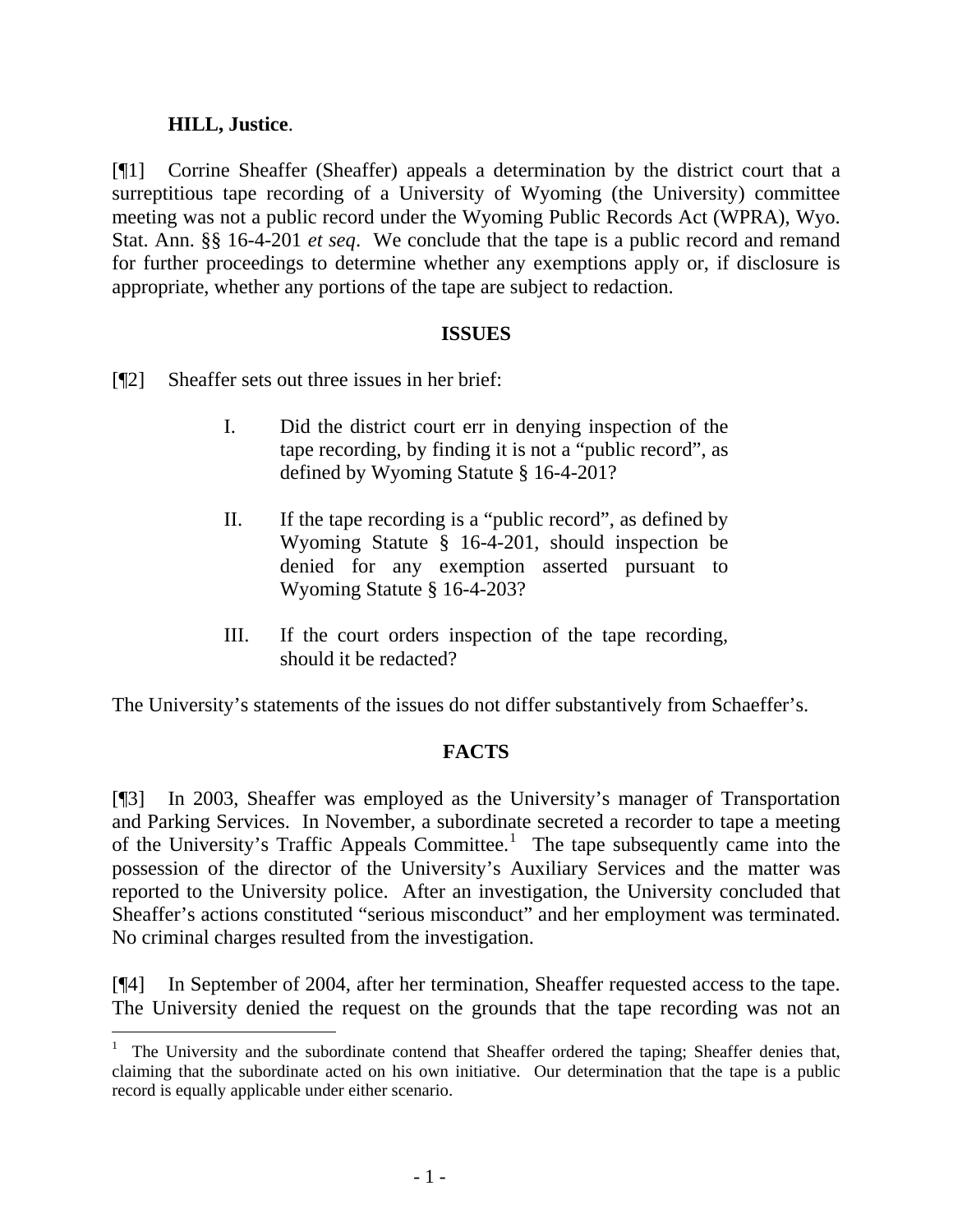**HILL, Justice**.

[¶1] Corrine Sheaffer (Sheaffer) appeals a determination by the district court that a surreptitious tape recording of a University of Wyoming (the University) committee meeting was not a public record under the Wyoming Public Records Act (WPRA), Wyo. Stat. Ann. §§ 16-4-201 *et seq*. We conclude that the tape is a public record and remand for further proceedings to determine whether any exemptions apply or, if disclosure is appropriate, whether any portions of the tape are subject to redaction.

## ISSUES

[¶2] Sheaffer sets out three issues in her brief:

> I. Did the district court err in denying inspection of the tape recording, by finding it is not a "public record", as defined by Wyoming Statute § 16-4-201?
>
> II. If the tape recording is a "public record", as defined by Wyoming Statute § 16-4-201, should inspection be denied for any exemption asserted pursuant to Wyoming Statute § 16-4-203?
>
> III. If the court orders inspection of the tape recording, should it be redacted?

The University's statements of the issues do not differ substantively from Schaeffer's.

## FACTS

[¶3] In 2003, Sheaffer was employed as the University's manager of Transportation and Parking Services. In November, a subordinate secreted a recorder to tape a meeting of the University's Traffic Appeals Committee.[1] The tape subsequently came into the possession of the director of the University's Auxiliary Services and the matter was reported to the University police. After an investigation, the University concluded that Sheaffer's actions constituted "serious misconduct" and her employment was terminated. No criminal charges resulted from the investigation.

[¶4] In September of 2004, after her termination, Sheaffer requested access to the tape. The University denied the request on the grounds that the tape recording was not an

---

[1] The University and the subordinate contend that Sheaffer ordered the taping; Sheaffer denies that, claiming that the subordinate acted on his own initiative. Our determination that the tape is a public record is equally applicable under either scenario.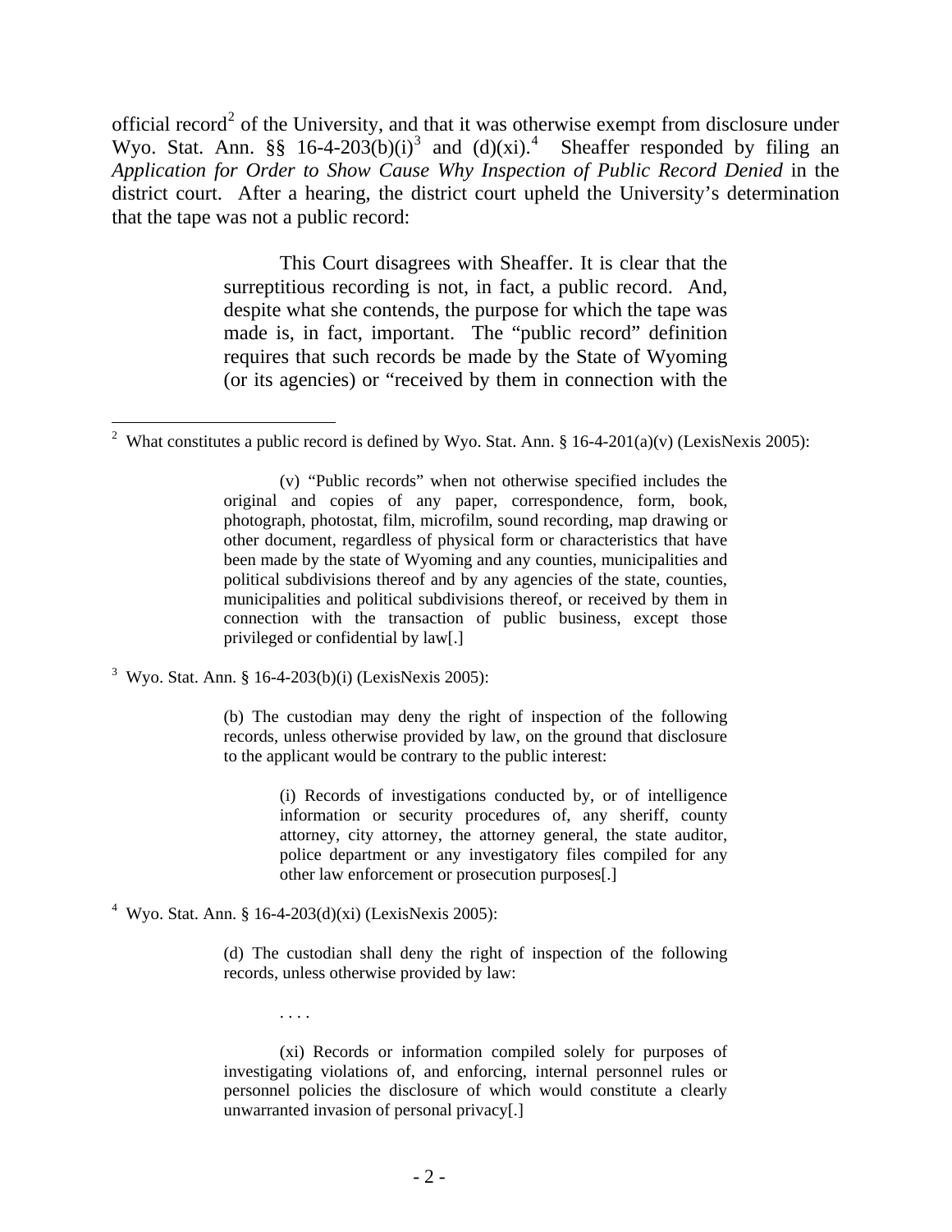official record[2] of the University, and that it was otherwise exempt from disclosure under Wyo. Stat. Ann. §§ 16-4-203(b)(i)[3] and (d)(xi).[4] Sheaffer responded by filing an *Application for Order to Show Cause Why Inspection of Public Record Denied* in the district court. After a hearing, the district court upheld the University's determination that the tape was not a public record:

> This Court disagrees with Sheaffer. It is clear that the surreptitious recording is not, in fact, a public record. And, despite what she contends, the purpose for which the tape was made is, in fact, important. The "public record" definition requires that such records be made by the State of Wyoming (or its agencies) or "received by them in connection with the

---

[2] What constitutes a public record is defined by Wyo. Stat. Ann. § 16-4-201(a)(v) (LexisNexis 2005):

> (v) "Public records" when not otherwise specified includes the original and copies of any paper, correspondence, form, book, photograph, photostat, film, microfilm, sound recording, map drawing or other document, regardless of physical form or characteristics that have been made by the state of Wyoming and any counties, municipalities and political subdivisions thereof and by any agencies of the state, counties, municipalities and political subdivisions thereof, or received by them in connection with the transaction of public business, except those privileged or confidential by law[.]

[3] Wyo. Stat. Ann. § 16-4-203(b)(i) (LexisNexis 2005):

> (b) The custodian may deny the right of inspection of the following records, unless otherwise provided by law, on the ground that disclosure to the applicant would be contrary to the public interest:
>
> > (i) Records of investigations conducted by, or of intelligence information or security procedures of, any sheriff, county attorney, city attorney, the attorney general, the state auditor, police department or any investigatory files compiled for any other law enforcement or prosecution purposes[.]

[4] Wyo. Stat. Ann. § 16-4-203(d)(xi) (LexisNexis 2005):

> (d) The custodian shall deny the right of inspection of the following records, unless otherwise provided by law:
>
> . . . .
>
> (xi) Records or information compiled solely for purposes of investigating violations of, and enforcing, internal personnel rules or personnel policies the disclosure of which would constitute a clearly unwarranted invasion of personal privacy[.]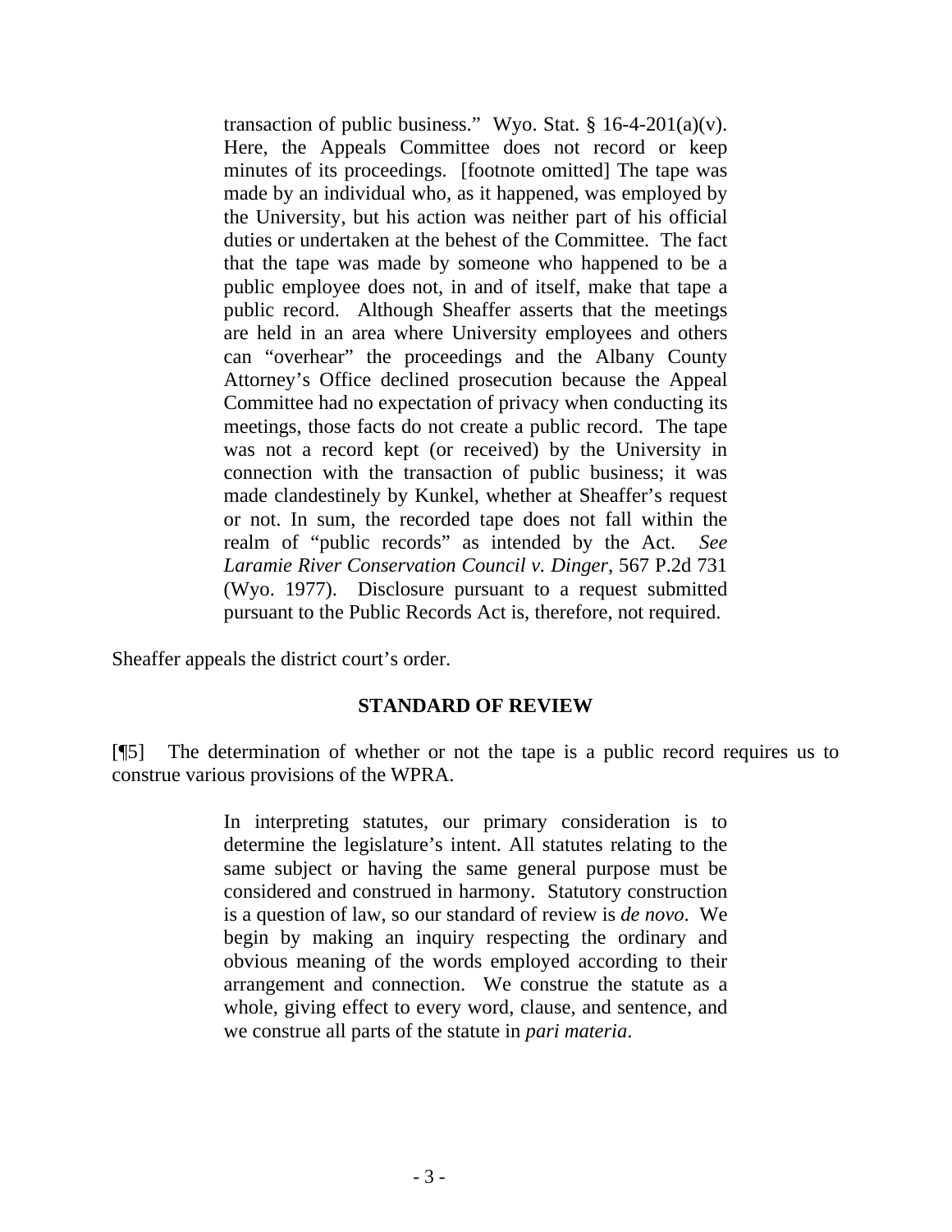> transaction of public business." Wyo. Stat. § 16-4-201(a)(v). Here, the Appeals Committee does not record or keep minutes of its proceedings. [footnote omitted] The tape was made by an individual who, as it happened, was employed by the University, but his action was neither part of his official duties or undertaken at the behest of the Committee. The fact that the tape was made by someone who happened to be a public employee does not, in and of itself, make that tape a public record. Although Sheaffer asserts that the meetings are held in an area where University employees and others can "overhear" the proceedings and the Albany County Attorney's Office declined prosecution because the Appeal Committee had no expectation of privacy when conducting its meetings, those facts do not create a public record. The tape was not a record kept (or received) by the University in connection with the transaction of public business; it was made clandestinely by Kunkel, whether at Sheaffer's request or not. In sum, the recorded tape does not fall within the realm of "public records" as intended by the Act. *See Laramie River Conservation Council v. Dinger*, 567 P.2d 731 (Wyo. 1977). Disclosure pursuant to a request submitted pursuant to the Public Records Act is, therefore, not required.

Sheaffer appeals the district court's order.

**STANDARD OF REVIEW**

[¶5] The determination of whether or not the tape is a public record requires us to construe various provisions of the WPRA.

> In interpreting statutes, our primary consideration is to determine the legislature's intent. All statutes relating to the same subject or having the same general purpose must be considered and construed in harmony. Statutory construction is a question of law, so our standard of review is *de novo*. We begin by making an inquiry respecting the ordinary and obvious meaning of the words employed according to their arrangement and connection. We construe the statute as a whole, giving effect to every word, clause, and sentence, and we construe all parts of the statute in *pari materia*.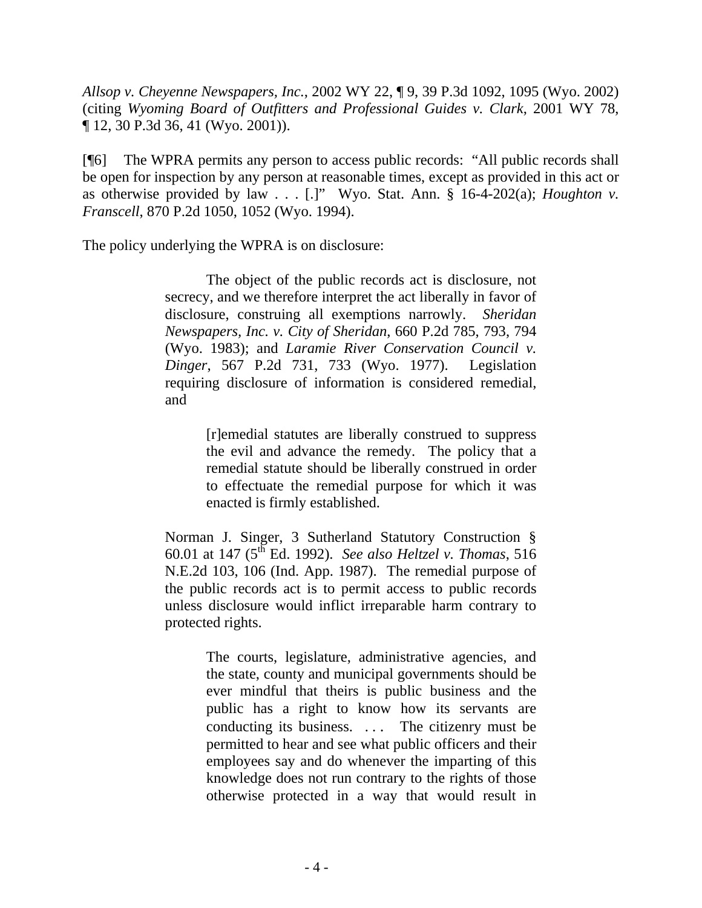*Allsop v. Cheyenne Newspapers, Inc.*, 2002 WY 22, ¶ 9, 39 P.3d 1092, 1095 (Wyo. 2002) (citing *Wyoming Board of Outfitters and Professional Guides v. Clark*, 2001 WY 78, ¶ 12, 30 P.3d 36, 41 (Wyo. 2001)).

[¶6] The WPRA permits any person to access public records: "All public records shall be open for inspection by any person at reasonable times, except as provided in this act or as otherwise provided by law . . . [.]" Wyo. Stat. Ann. § 16-4-202(a); *Houghton v. Franscell*, 870 P.2d 1050, 1052 (Wyo. 1994).

The policy underlying the WPRA is on disclosure:

> The object of the public records act is disclosure, not secrecy, and we therefore interpret the act liberally in favor of disclosure, construing all exemptions narrowly. *Sheridan Newspapers, Inc. v. City of Sheridan*, 660 P.2d 785, 793, 794 (Wyo. 1983); and *Laramie River Conservation Council v. Dinger*, 567 P.2d 731, 733 (Wyo. 1977). Legislation requiring disclosure of information is considered remedial, and
>
> > [r]emedial statutes are liberally construed to suppress the evil and advance the remedy. The policy that a remedial statute should be liberally construed in order to effectuate the remedial purpose for which it was enacted is firmly established.
>
> Norman J. Singer, 3 Sutherland Statutory Construction § 60.01 at 147 (5th Ed. 1992). *See also Heltzel v. Thomas*, 516 N.E.2d 103, 106 (Ind. App. 1987). The remedial purpose of the public records act is to permit access to public records unless disclosure would inflict irreparable harm contrary to protected rights.
>
> > The courts, legislature, administrative agencies, and the state, county and municipal governments should be ever mindful that theirs is public business and the public has a right to know how its servants are conducting its business. . . . The citizenry must be permitted to hear and see what public officers and their employees say and do whenever the imparting of this knowledge does not run contrary to the rights of those otherwise protected in a way that would result in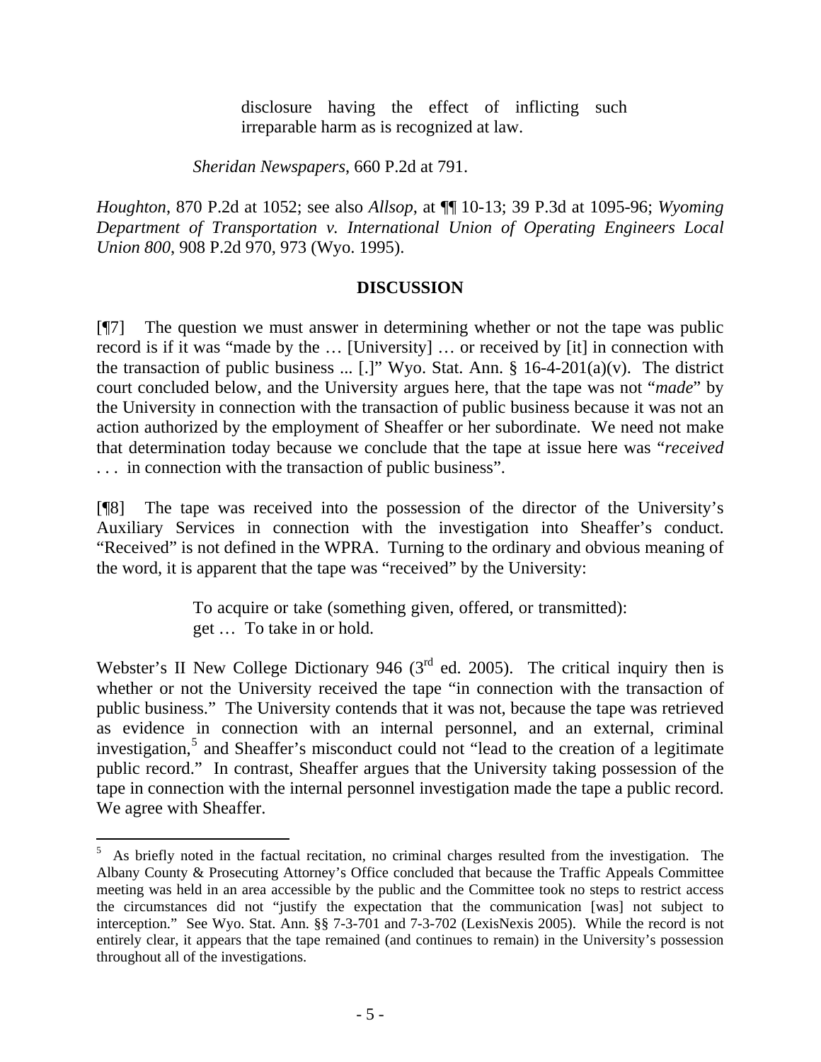> disclosure having the effect of inflicting such irreparable harm as is recognized at law.
>
> *Sheridan Newspapers*, 660 P.2d at 791.

*Houghton*, 870 P.2d at 1052; see also *Allsop*, at ¶¶ 10-13; 39 P.3d at 1095-96; *Wyoming Department of Transportation v. International Union of Operating Engineers Local Union 800*, 908 P.2d 970, 973 (Wyo. 1995).

**DISCUSSION**

[¶7] The question we must answer in determining whether or not the tape was public record is if it was "made by the … [University] … or received by [it] in connection with the transaction of public business ... [.]" Wyo. Stat. Ann. § 16-4-201(a)(v). The district court concluded below, and the University argues here, that the tape was not "*made*" by the University in connection with the transaction of public business because it was not an action authorized by the employment of Sheaffer or her subordinate. We need not make that determination today because we conclude that the tape at issue here was "*received* . . . in connection with the transaction of public business".

[¶8] The tape was received into the possession of the director of the University's Auxiliary Services in connection with the investigation into Sheaffer's conduct. "Received" is not defined in the WPRA. Turning to the ordinary and obvious meaning of the word, it is apparent that the tape was "received" by the University:

> To acquire or take (something given, offered, or transmitted): get … To take in or hold.

Webster's II New College Dictionary 946 (3rd ed. 2005). The critical inquiry then is whether or not the University received the tape "in connection with the transaction of public business." The University contends that it was not, because the tape was retrieved as evidence in connection with an internal personnel, and an external, criminal investigation,[5] and Sheaffer's misconduct could not "lead to the creation of a legitimate public record." In contrast, Sheaffer argues that the University taking possession of the tape in connection with the internal personnel investigation made the tape a public record. We agree with Sheaffer.

---

[5] As briefly noted in the factual recitation, no criminal charges resulted from the investigation. The Albany County & Prosecuting Attorney's Office concluded that because the Traffic Appeals Committee meeting was held in an area accessible by the public and the Committee took no steps to restrict access the circumstances did not "justify the expectation that the communication [was] not subject to interception." See Wyo. Stat. Ann. §§ 7-3-701 and 7-3-702 (LexisNexis 2005). While the record is not entirely clear, it appears that the tape remained (and continues to remain) in the University's possession throughout all of the investigations.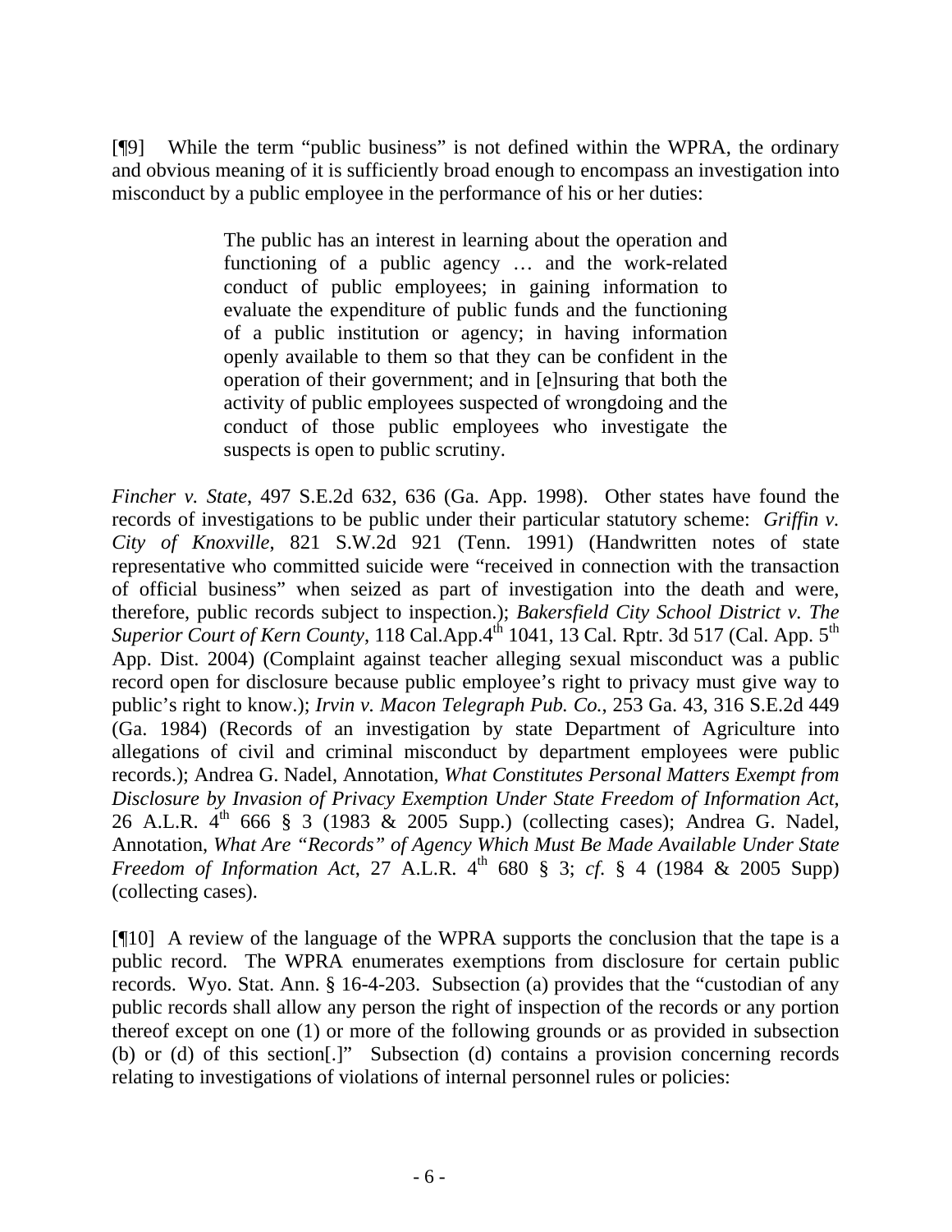[¶9] While the term "public business" is not defined within the WPRA, the ordinary and obvious meaning of it is sufficiently broad enough to encompass an investigation into misconduct by a public employee in the performance of his or her duties:

> The public has an interest in learning about the operation and functioning of a public agency … and the work-related conduct of public employees; in gaining information to evaluate the expenditure of public funds and the functioning of a public institution or agency; in having information openly available to them so that they can be confident in the operation of their government; and in [e]nsuring that both the activity of public employees suspected of wrongdoing and the conduct of those public employees who investigate the suspects is open to public scrutiny.

*Fincher v. State*, 497 S.E.2d 632, 636 (Ga. App. 1998). Other states have found the records of investigations to be public under their particular statutory scheme: *Griffin v. City of Knoxville*, 821 S.W.2d 921 (Tenn. 1991) (Handwritten notes of state representative who committed suicide were "received in connection with the transaction of official business" when seized as part of investigation into the death and were, therefore, public records subject to inspection.); *Bakersfield City School District v. The Superior Court of Kern County*, 118 Cal.App.4th 1041, 13 Cal. Rptr. 3d 517 (Cal. App. 5th App. Dist. 2004) (Complaint against teacher alleging sexual misconduct was a public record open for disclosure because public employee's right to privacy must give way to public's right to know.); *Irvin v. Macon Telegraph Pub. Co.*, 253 Ga. 43, 316 S.E.2d 449 (Ga. 1984) (Records of an investigation by state Department of Agriculture into allegations of civil and criminal misconduct by department employees were public records.); Andrea G. Nadel, Annotation, *What Constitutes Personal Matters Exempt from Disclosure by Invasion of Privacy Exemption Under State Freedom of Information Act*, 26 A.L.R. 4th 666 § 3 (1983 & 2005 Supp.) (collecting cases); Andrea G. Nadel, Annotation, *What Are "Records" of Agency Which Must Be Made Available Under State Freedom of Information Act*, 27 A.L.R. 4th 680 § 3; *cf.* § 4 (1984 & 2005 Supp) (collecting cases).

[¶10] A review of the language of the WPRA supports the conclusion that the tape is a public record. The WPRA enumerates exemptions from disclosure for certain public records. Wyo. Stat. Ann. § 16-4-203. Subsection (a) provides that the "custodian of any public records shall allow any person the right of inspection of the records or any portion thereof except on one (1) or more of the following grounds or as provided in subsection (b) or (d) of this section[.]" Subsection (d) contains a provision concerning records relating to investigations of violations of internal personnel rules or policies: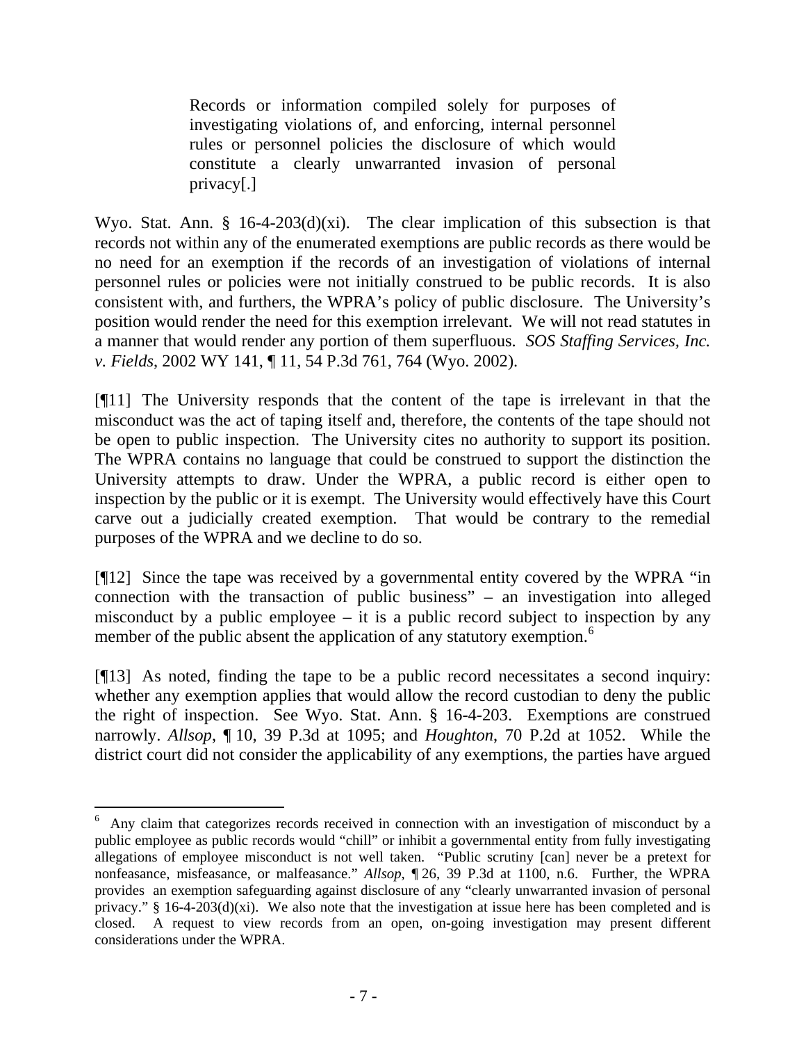> Records or information compiled solely for purposes of investigating violations of, and enforcing, internal personnel rules or personnel policies the disclosure of which would constitute a clearly unwarranted invasion of personal privacy[.]

Wyo. Stat. Ann. § 16-4-203(d)(xi). The clear implication of this subsection is that records not within any of the enumerated exemptions are public records as there would be no need for an exemption if the records of an investigation of violations of internal personnel rules or policies were not initially construed to be public records. It is also consistent with, and furthers, the WPRA's policy of public disclosure. The University's position would render the need for this exemption irrelevant. We will not read statutes in a manner that would render any portion of them superfluous. *SOS Staffing Services, Inc. v. Fields*, 2002 WY 141, ¶ 11, 54 P.3d 761, 764 (Wyo. 2002).

[¶11] The University responds that the content of the tape is irrelevant in that the misconduct was the act of taping itself and, therefore, the contents of the tape should not be open to public inspection. The University cites no authority to support its position. The WPRA contains no language that could be construed to support the distinction the University attempts to draw. Under the WPRA, a public record is either open to inspection by the public or it is exempt. The University would effectively have this Court carve out a judicially created exemption. That would be contrary to the remedial purposes of the WPRA and we decline to do so.

[¶12] Since the tape was received by a governmental entity covered by the WPRA "in connection with the transaction of public business" – an investigation into alleged misconduct by a public employee – it is a public record subject to inspection by any member of the public absent the application of any statutory exemption.[6]

[¶13] As noted, finding the tape to be a public record necessitates a second inquiry: whether any exemption applies that would allow the record custodian to deny the public the right of inspection. See Wyo. Stat. Ann. § 16-4-203. Exemptions are construed narrowly. *Allsop*, ¶ 10, 39 P.3d at 1095; and *Houghton*, 70 P.2d at 1052. While the district court did not consider the applicability of any exemptions, the parties have argued

---

[6] Any claim that categorizes records received in connection with an investigation of misconduct by a public employee as public records would "chill" or inhibit a governmental entity from fully investigating allegations of employee misconduct is not well taken. "Public scrutiny [can] never be a pretext for nonfeasance, misfeasance, or malfeasance." *Allsop*, ¶ 26, 39 P.3d at 1100, n.6. Further, the WPRA provides an exemption safeguarding against disclosure of any "clearly unwarranted invasion of personal privacy." § 16-4-203(d)(xi). We also note that the investigation at issue here has been completed and is closed. A request to view records from an open, on-going investigation may present different considerations under the WPRA.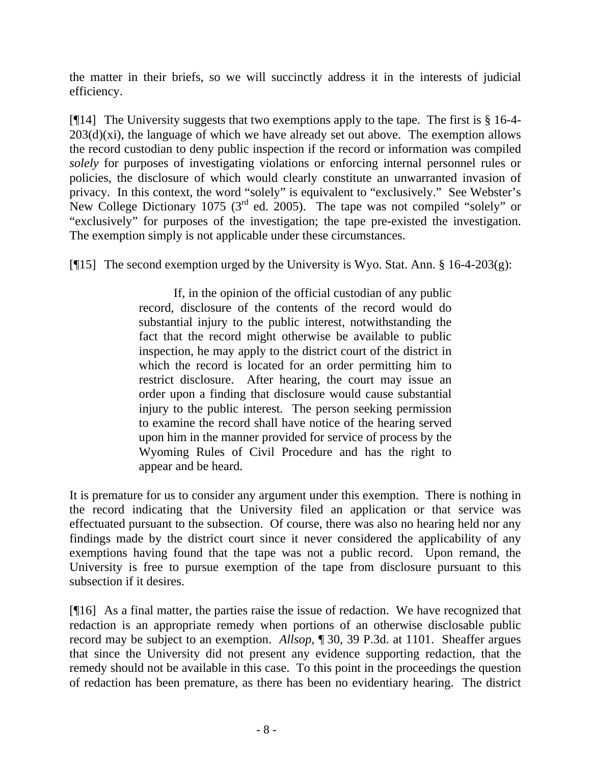the matter in their briefs, so we will succinctly address it in the interests of judicial efficiency.

[¶14] The University suggests that two exemptions apply to the tape. The first is § 16-4-203(d)(xi), the language of which we have already set out above. The exemption allows the record custodian to deny public inspection if the record or information was compiled *solely* for purposes of investigating violations or enforcing internal personnel rules or policies, the disclosure of which would clearly constitute an unwarranted invasion of privacy. In this context, the word "solely" is equivalent to "exclusively." See Webster's New College Dictionary 1075 (3rd ed. 2005). The tape was not compiled "solely" or "exclusively" for purposes of the investigation; the tape pre-existed the investigation. The exemption simply is not applicable under these circumstances.

[¶15] The second exemption urged by the University is Wyo. Stat. Ann. § 16-4-203(g):

> If, in the opinion of the official custodian of any public record, disclosure of the contents of the record would do substantial injury to the public interest, notwithstanding the fact that the record might otherwise be available to public inspection, he may apply to the district court of the district in which the record is located for an order permitting him to restrict disclosure. After hearing, the court may issue an order upon a finding that disclosure would cause substantial injury to the public interest. The person seeking permission to examine the record shall have notice of the hearing served upon him in the manner provided for service of process by the Wyoming Rules of Civil Procedure and has the right to appear and be heard.

It is premature for us to consider any argument under this exemption. There is nothing in the record indicating that the University filed an application or that service was effectuated pursuant to the subsection. Of course, there was also no hearing held nor any findings made by the district court since it never considered the applicability of any exemptions having found that the tape was not a public record. Upon remand, the University is free to pursue exemption of the tape from disclosure pursuant to this subsection if it desires.

[¶16] As a final matter, the parties raise the issue of redaction. We have recognized that redaction is an appropriate remedy when portions of an otherwise disclosable public record may be subject to an exemption. *Allsop*, ¶ 30, 39 P.3d. at 1101. Sheaffer argues that since the University did not present any evidence supporting redaction, that the remedy should not be available in this case. To this point in the proceedings the question of redaction has been premature, as there has been no evidentiary hearing. The district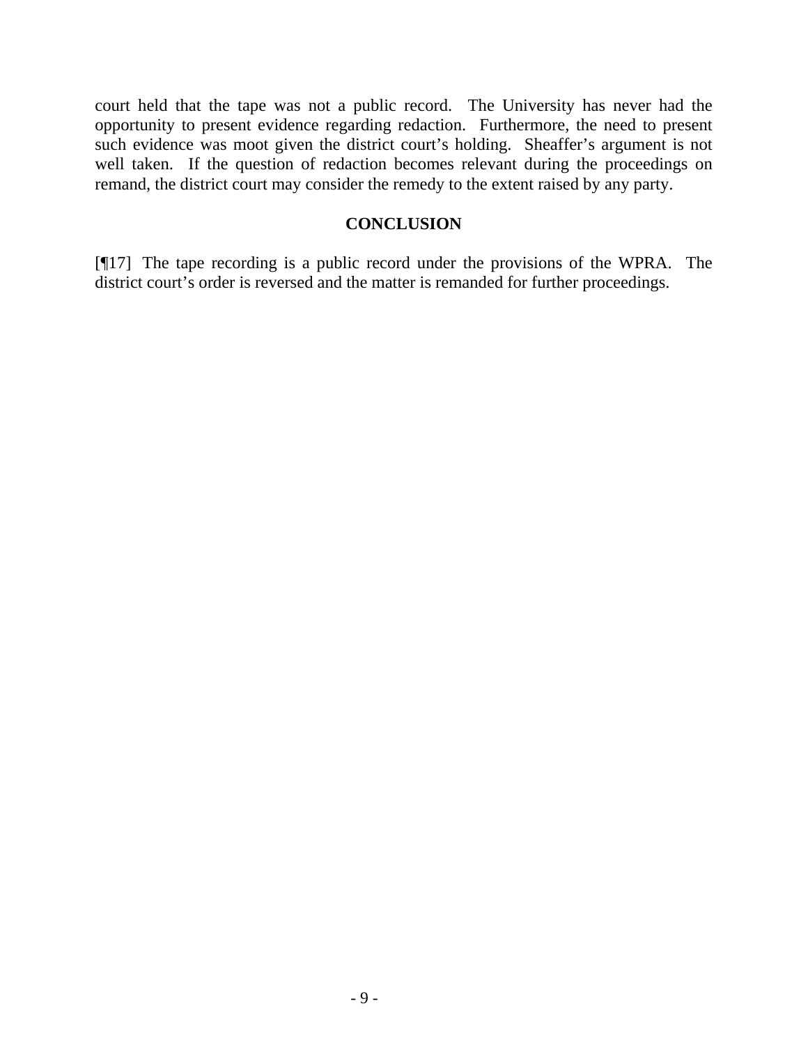court held that the tape was not a public record. The University has never had the opportunity to present evidence regarding redaction. Furthermore, the need to present such evidence was moot given the district court's holding. Sheaffer's argument is not well taken. If the question of redaction becomes relevant during the proceedings on remand, the district court may consider the remedy to the extent raised by any party.

## CONCLUSION

[¶17] The tape recording is a public record under the provisions of the WPRA. The district court's order is reversed and the matter is remanded for further proceedings.